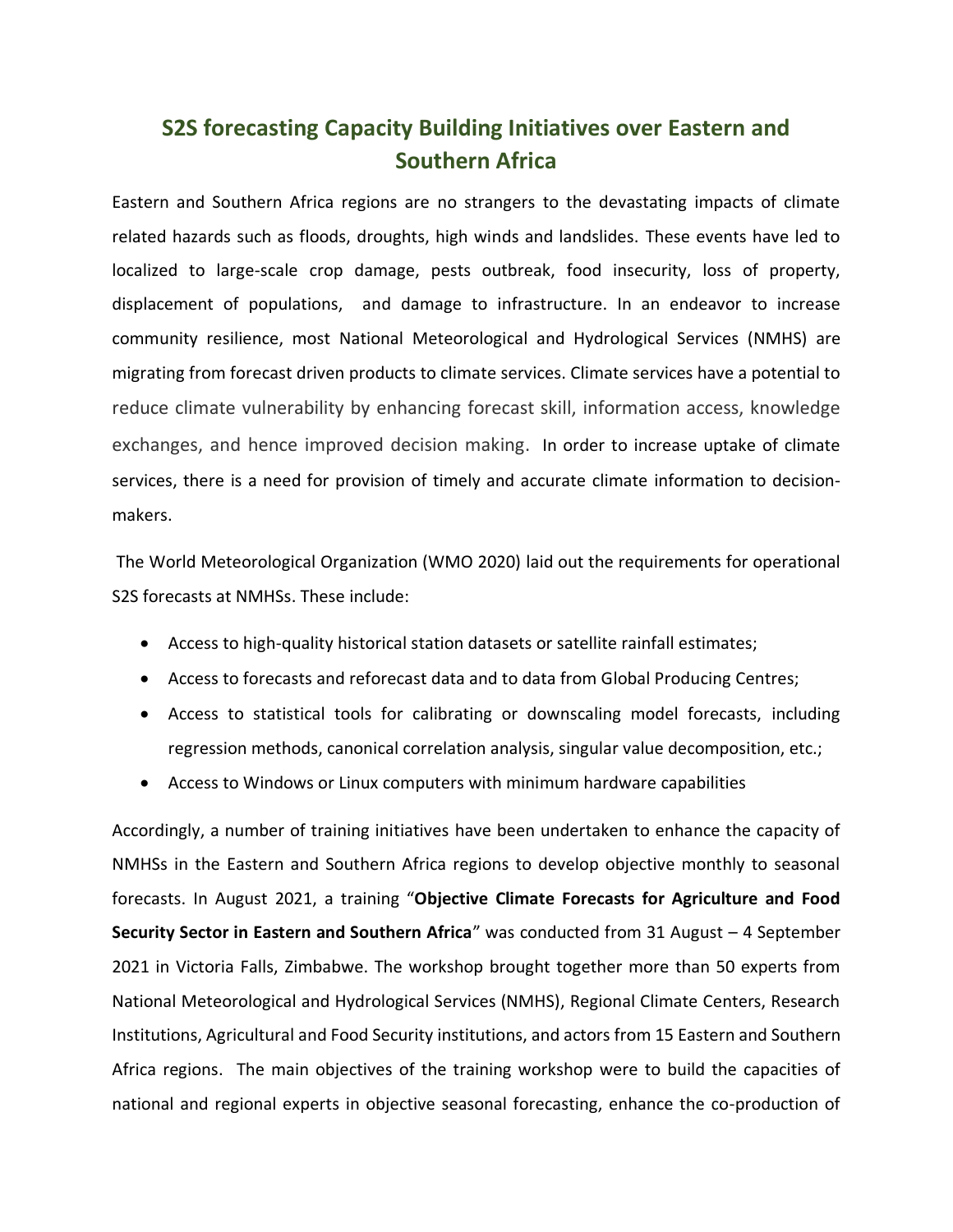# S2S forecasting Capacity Building Initiatives over Eastern and Southern Africa

Eastern and Southern Africa regions are no strangers to the devastating impacts of climate related hazards such as floods, droughts, high winds and landslides. These events have led to localized to large-scale crop damage, pests outbreak, food insecurity, loss of property, displacement of populations, and damage to infrastructure. In an endeavor to increase community resilience, most National Meteorological and Hydrological Services (NMHS) are migrating from forecast driven products to climate services. Climate services have a potential to reduce climate vulnerability by enhancing forecast skill, information access, knowledge exchanges, and hence improved decision making. In order to increase uptake of climate services, there is a need for provision of timely and accurate climate information to decision-makers.

The World Meteorological Organization (WMO 2020) laid out the requirements for operational S2S forecasts at NMHSs. These include:

- Access to high-quality historical station datasets or satellite rainfall estimates;
- Access to forecasts and reforecast data and to data from Global Producing Centres;
- Access to statistical tools for calibrating or downscaling model forecasts, including regression methods, canonical correlation analysis, singular value decomposition, etc.;
- Access to Windows or Linux computers with minimum hardware capabilities

Accordingly, a number of training initiatives have been undertaken to enhance the capacity of NMHSs in the Eastern and Southern Africa regions to develop objective monthly to seasonal forecasts. In August 2021, a training "**Objective Climate Forecasts for Agriculture and Food Security Sector in Eastern and Southern Africa**" was conducted from 31 August – 4 September 2021 in Victoria Falls, Zimbabwe. The workshop brought together more than 50 experts from National Meteorological and Hydrological Services (NMHS), Regional Climate Centers, Research Institutions, Agricultural and Food Security institutions, and actors from 15 Eastern and Southern Africa regions. The main objectives of the training workshop were to build the capacities of national and regional experts in objective seasonal forecasting, enhance the co-production of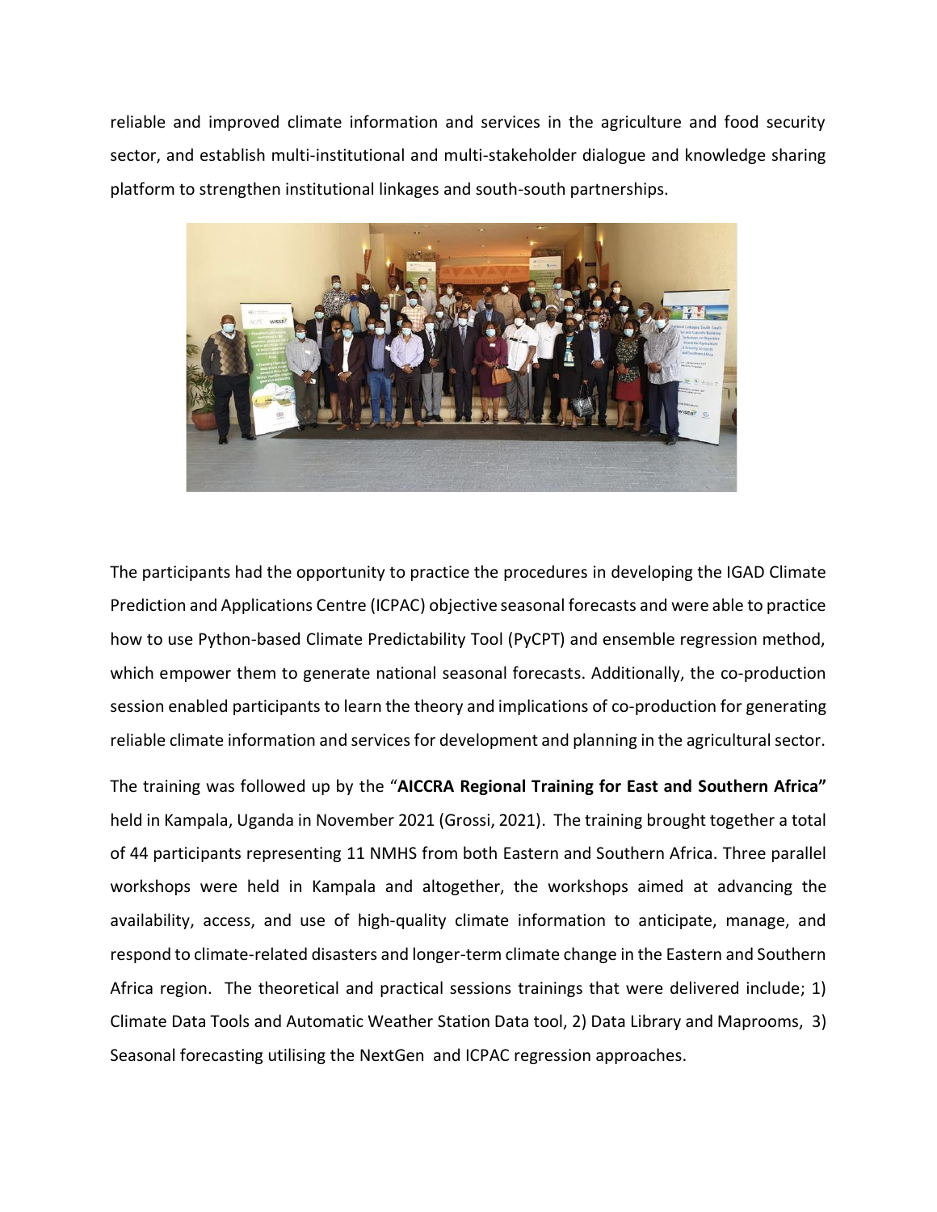reliable and improved climate information and services in the agriculture and food security sector, and establish multi-institutional and multi-stakeholder dialogue and knowledge sharing platform to strengthen institutional linkages and south-south partnerships.

The participants had the opportunity to practice the procedures in developing the IGAD Climate Prediction and Applications Centre (ICPAC) objective seasonal forecasts and were able to practice how to use Python-based Climate Predictability Tool (PyCPT) and ensemble regression method, which empower them to generate national seasonal forecasts. Additionally, the co-production session enabled participants to learn the theory and implications of co-production for generating reliable climate information and services for development and planning in the agricultural sector.

The training was followed up by the "**AICCRA Regional Training for East and Southern Africa"** held in Kampala, Uganda in November 2021 (Grossi, 2021). The training brought together a total of 44 participants representing 11 NMHS from both Eastern and Southern Africa. Three parallel workshops were held in Kampala and altogether, the workshops aimed at advancing the availability, access, and use of high-quality climate information to anticipate, manage, and respond to climate-related disasters and longer-term climate change in the Eastern and Southern Africa region. The theoretical and practical sessions trainings that were delivered include; 1) Climate Data Tools and Automatic Weather Station Data tool, 2) Data Library and Maprooms, 3) Seasonal forecasting utilising the NextGen and ICPAC regression approaches.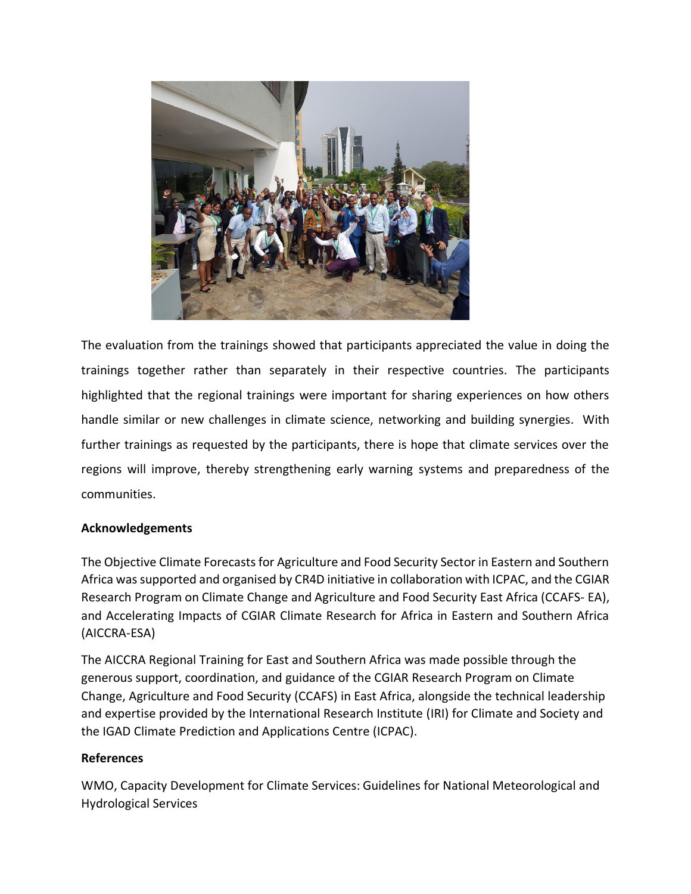The evaluation from the trainings showed that participants appreciated the value in doing the trainings together rather than separately in their respective countries. The participants highlighted that the regional trainings were important for sharing experiences on how others handle similar or new challenges in climate science, networking and building synergies. With further trainings as requested by the participants, there is hope that climate services over the regions will improve, thereby strengthening early warning systems and preparedness of the communities.

**Acknowledgements**

The Objective Climate Forecasts for Agriculture and Food Security Sector in Eastern and Southern Africa was supported and organised by CR4D initiative in collaboration with ICPAC, and the CGIAR Research Program on Climate Change and Agriculture and Food Security East Africa (CCAFS- EA), and Accelerating Impacts of CGIAR Climate Research for Africa in Eastern and Southern Africa (AICCRA-ESA)

The AICCRA Regional Training for East and Southern Africa was made possible through the generous support, coordination, and guidance of the CGIAR Research Program on Climate Change, Agriculture and Food Security (CCAFS) in East Africa, alongside the technical leadership and expertise provided by the International Research Institute (IRI) for Climate and Society and the IGAD Climate Prediction and Applications Centre (ICPAC).

**References**

WMO, Capacity Development for Climate Services: Guidelines for National Meteorological and Hydrological Services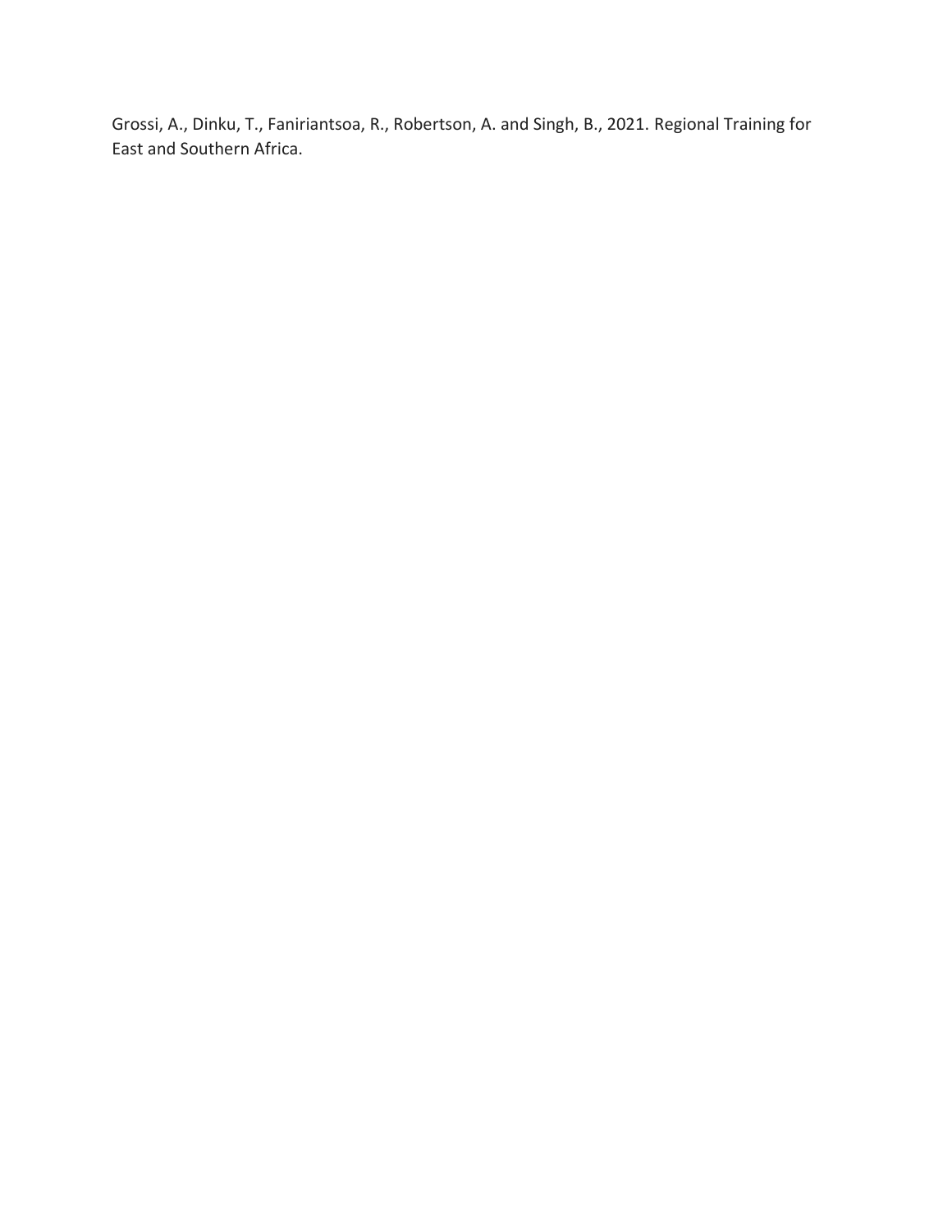Grossi, A., Dinku, T., Faniriantsoa, R., Robertson, A. and Singh, B., 2021. Regional Training for East and Southern Africa.